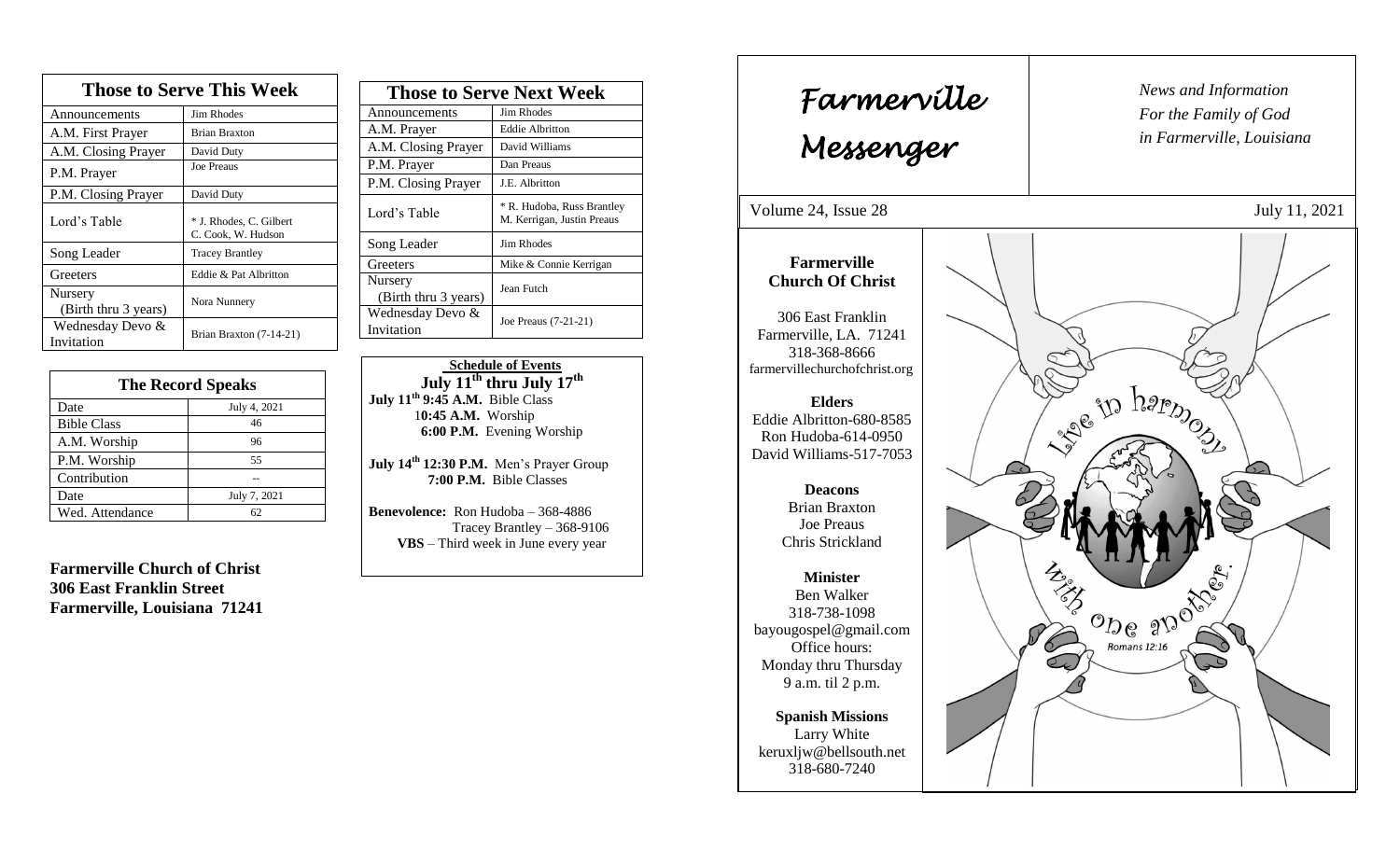## Those to Serve This Week

| Those to Serve This Week | |
|---|---|
| Announcements | Jim Rhodes |
| A.M. First Prayer | Brian Braxton |
| A.M. Closing Prayer | David Duty |
| P.M. Prayer | Joe Preaus |
| P.M. Closing Prayer | David Duty |
| Lord's Table | * J. Rhodes, C. Gilbert C. Cook, W. Hudson |
| Song Leader | Tracey Brantley |
| Greeters | Eddie & Pat Albritton |
| Nursery (Birth thru 3 years) | Nora Nunnery |
| Wednesday Devo & Invitation | Brian Braxton (7-14-21) |

## The Record Speaks

| Date | July 4, 2021 |
|---|---|
| Bible Class | 46 |
| A.M. Worship | 96 |
| P.M. Worship | 55 |
| Contribution | -- |
| Date | July 7, 2021 |
| Wed. Attendance | 62 |

**Farmerville Church of Christ**
**306 East Franklin Street**
**Farmerville, Louisiana 71241**

## Those to Serve Next Week

| Those to Serve Next Week | |
|---|---|
| Announcements | Jim Rhodes |
| A.M. Prayer | Eddie Albritton |
| A.M. Closing Prayer | David Williams |
| P.M. Prayer | Dan Preaus |
| P.M. Closing Prayer | J.E. Albritton |
| Lord's Table | * R. Hudoba, Russ Brantley M. Kerrigan, Justin Preaus |
| Song Leader | Jim Rhodes |
| Greeters | Mike & Connie Kerrigan |
| Nursery (Birth thru 3 years) | Jean Futch |
| Wednesday Devo & Invitation | Joe Preaus (7-21-21) |

**Schedule of Events**
**July 11th thru July 17th**

**July 11th 9:45 A.M.** Bible Class
**10:45 A.M.** Worship
**6:00 P.M.** Evening Worship

**July 14th 12:30 P.M.** Men's Prayer Group
**7:00 P.M.** Bible Classes

**Benevolence:** Ron Hudoba – 368-4886
Tracey Brantley – 368-9106
**VBS** – Third week in June every year

# Farmerville Messenger

*News and Information For the Family of God in Farmerville, Louisiana*

Volume 24, Issue 28 — July 11, 2021

**Farmerville Church Of Christ**

306 East Franklin
Farmerville, LA. 71241
318-368-8666
farmervillechurchofchrist.org

**Elders**
Eddie Albritton-680-8585
Ron Hudoba-614-0950
David Williams-517-7053

**Deacons**
Brian Braxton
Joe Preaus
Chris Strickland

**Minister**
Ben Walker
318-738-1098
bayougospel@gmail.com
Office hours:
Monday thru Thursday
9 a.m. til 2 p.m.

**Spanish Missions**
Larry White
keruxljw@bellsouth.net
318-680-7240

Live in harmony with one another. Romans 12:16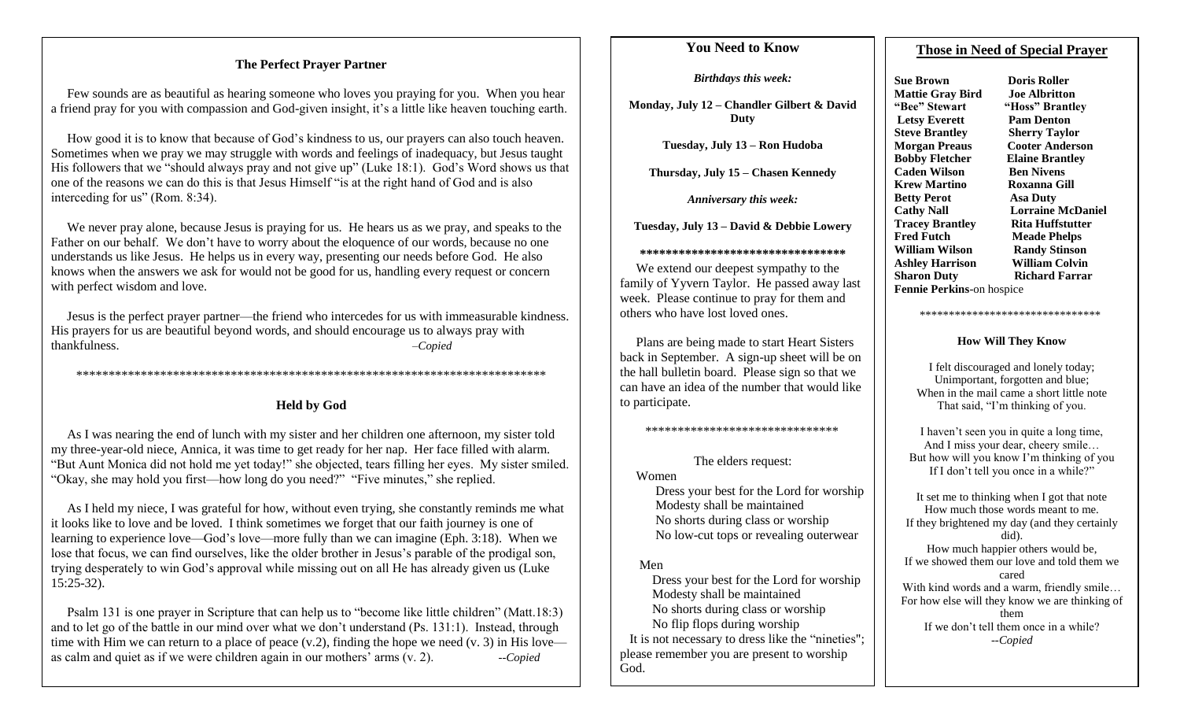## The Perfect Prayer Partner

Few sounds are as beautiful as hearing someone who loves you praying for you. When you hear a friend pray for you with compassion and God-given insight, it's a little like heaven touching earth.

How good it is to know that because of God's kindness to us, our prayers can also touch heaven. Sometimes when we pray we may struggle with words and feelings of inadequacy, but Jesus taught His followers that we "should always pray and not give up" (Luke 18:1). God's Word shows us that one of the reasons we can do this is that Jesus Himself "is at the right hand of God and is also interceding for us" (Rom. 8:34).

We never pray alone, because Jesus is praying for us. He hears us as we pray, and speaks to the Father on our behalf. We don't have to worry about the eloquence of our words, because no one understands us like Jesus. He helps us in every way, presenting our needs before God. He also knows when the answers we ask for would not be good for us, handling every request or concern with perfect wisdom and love.

Jesus is the perfect prayer partner—the friend who intercedes for us with immeasurable kindness. His prayers for us are beautiful beyond words, and should encourage us to always pray with thankfulness. *–Copied*

\*\*\*\*\*\*\*\*\*\*\*\*\*\*\*\*\*\*\*\*\*\*\*\*\*\*\*\*\*\*\*\*\*\*\*\*\*\*\*\*\*\*\*\*\*\*\*\*\*\*\*\*\*\*\*\*\*\*\*\*\*\*\*\*\*\*\*\*\*\*\*\*\*\*\*\*\*

## Held by God

As I was nearing the end of lunch with my sister and her children one afternoon, my sister told my three-year-old niece, Annica, it was time to get ready for her nap. Her face filled with alarm. "But Aunt Monica did not hold me yet today!" she objected, tears filling her eyes. My sister smiled. "Okay, she may hold you first—how long do you need?" "Five minutes," she replied.

As I held my niece, I was grateful for how, without even trying, she constantly reminds me what it looks like to love and be loved. I think sometimes we forget that our faith journey is one of learning to experience love—God's love—more fully than we can imagine (Eph. 3:18). When we lose that focus, we can find ourselves, like the older brother in Jesus's parable of the prodigal son, trying desperately to win God's approval while missing out on all He has already given us (Luke 15:25-32).

Psalm 131 is one prayer in Scripture that can help us to "become like little children" (Matt.18:3) and to let go of the battle in our mind over what we don't understand (Ps. 131:1). Instead, through time with Him we can return to a place of peace (v.2), finding the hope we need (v. 3) in His love—as calm and quiet as if we were children again in our mothers' arms (v. 2). *--Copied*

## You Need to Know

***Birthdays this week:***

**Monday, July 12 – Chandler Gilbert & David Duty**

**Tuesday, July 13 – Ron Hudoba**

**Thursday, July 15 – Chasen Kennedy**

***Anniversary this week:***

**Tuesday, July 13 – David & Debbie Lowery**

**\*\*\*\*\*\*\*\*\*\*\*\*\*\*\*\*\*\*\*\*\*\*\*\*\*\*\*\*\*\*\*\***

We extend our deepest sympathy to the family of Yyvern Taylor. He passed away last week. Please continue to pray for them and others who have lost loved ones.

Plans are being made to start Heart Sisters back in September. A sign-up sheet will be on the hall bulletin board. Please sign so that we can have an idea of the number that would like to participate.

\*\*\*\*\*\*\*\*\*\*\*\*\*\*\*\*\*\*\*\*\*\*\*\*\*\*\*\*\*\*

The elders request:

Women
- Dress your best for the Lord for worship
- Modesty shall be maintained
- No shorts during class or worship
- No low-cut tops or revealing outerwear

Men
- Dress your best for the Lord for worship
- Modesty shall be maintained
- No shorts during class or worship
- No flip flops during worship

It is not necessary to dress like the "nineties"; please remember you are present to worship God.

## Those in Need of Special Prayer

| | |
|---|---|
| **Sue Brown** | **Doris Roller** |
| **Mattie Gray Bird** | **Joe Albritton** |
| **"Bee" Stewart** | **"Hoss" Brantley** |
| **Letsy Everett** | **Pam Denton** |
| **Steve Brantley** | **Sherry Taylor** |
| **Morgan Preaus** | **Cooter Anderson** |
| **Bobby Fletcher** | **Elaine Brantley** |
| **Caden Wilson** | **Ben Nivens** |
| **Krew Martino** | **Roxanna Gill** |
| **Betty Perot** | **Asa Duty** |
| **Cathy Nall** | **Lorraine McDaniel** |
| **Tracey Brantley** | **Rita Huffstutter** |
| **Fred Futch** | **Meade Phelps** |
| **William Wilson** | **Randy Stinson** |
| **Ashley Harrison** | **William Colvin** |
| **Sharon Duty** | **Richard Farrar** |

**Fennie Perkins**-on hospice

\*\*\*\*\*\*\*\*\*\*\*\*\*\*\*\*\*\*\*\*\*\*\*\*\*\*\*\*\*\*\*

### How Will They Know

I felt discouraged and lonely today;
Unimportant, forgotten and blue;
When in the mail came a short little note
That said, "I'm thinking of you.

I haven't seen you in quite a long time,
And I miss your dear, cheery smile…
But how will you know I'm thinking of you
If I don't tell you once in a while?"

It set me to thinking when I got that note
How much those words meant to me.
If they brightened my day (and they certainly did).
How much happier others would be,
If we showed them our love and told them we cared
With kind words and a warm, friendly smile…
For how else will they know we are thinking of them
If we don't tell them once in a while?
*--Copied*